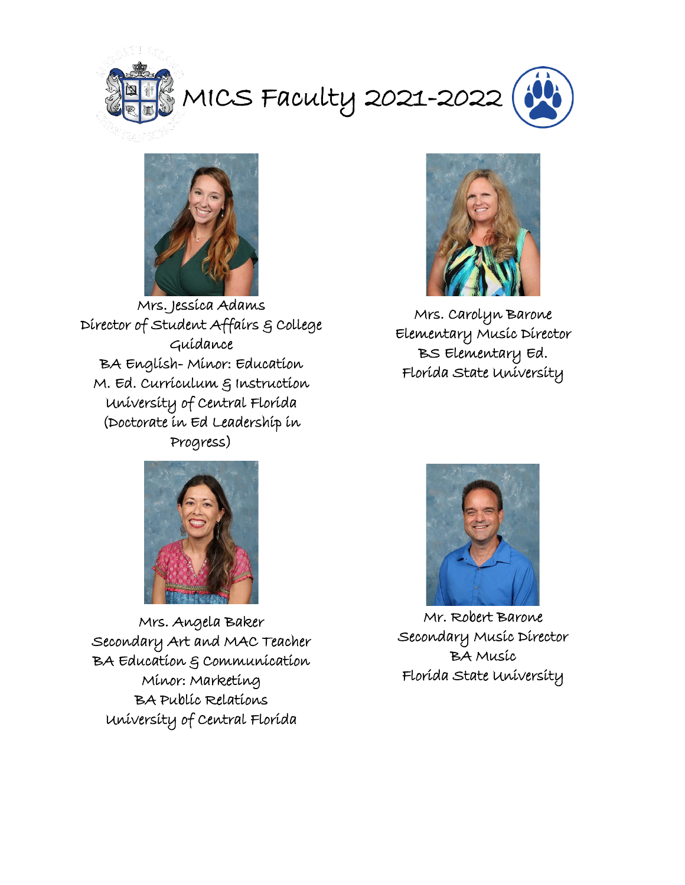# MICS Faculty 2021-2022

Mrs. Jessica Adams
Director of Student Affairs & College Guidance
BA English- Minor: Education
M. Ed. Curriculum & Instruction
University of Central Florida
(Doctorate in Ed Leadership in Progress)

Mrs. Carolyn Barone
Elementary Music Director
BS Elementary Ed.
Florida State University

Mrs. Angela Baker
Secondary Art and MAC Teacher
BA Education & Communication
Minor: Marketing
BA Public Relations
University of Central Florida

Mr. Robert Barone
Secondary Music Director
BA Music
Florida State University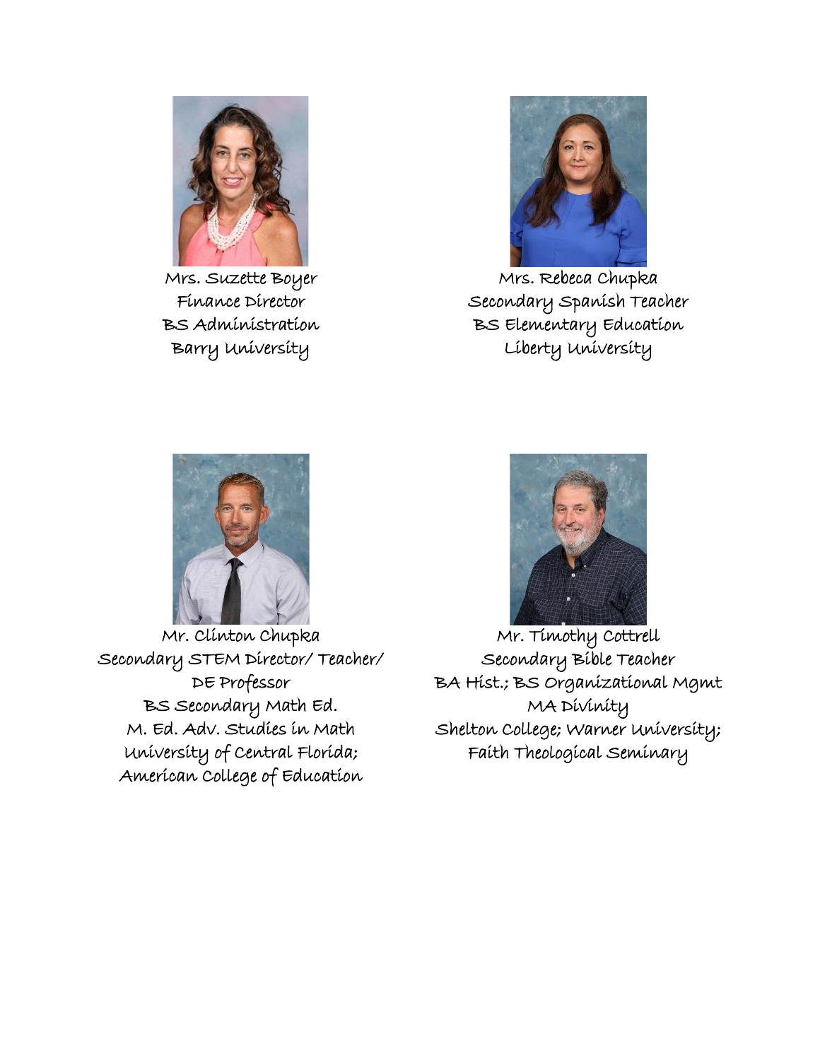Mrs. Suzette Boyer
Finance Director
BS Administration
Barry University

Mrs. Rebeca Chupka
Secondary Spanish Teacher
BS Elementary Education
Liberty University

Mr. Clinton Chupka
Secondary STEM Director/ Teacher/
DE Professor
BS Secondary Math Ed.
M. Ed. Adv. Studies in Math
University of Central Florida;
American College of Education

Mr. Timothy Cottrell
Secondary Bible Teacher
BA Hist.; BS Organizational Mgmt
MA Divinity
Shelton College; Warner University;
Faith Theological Seminary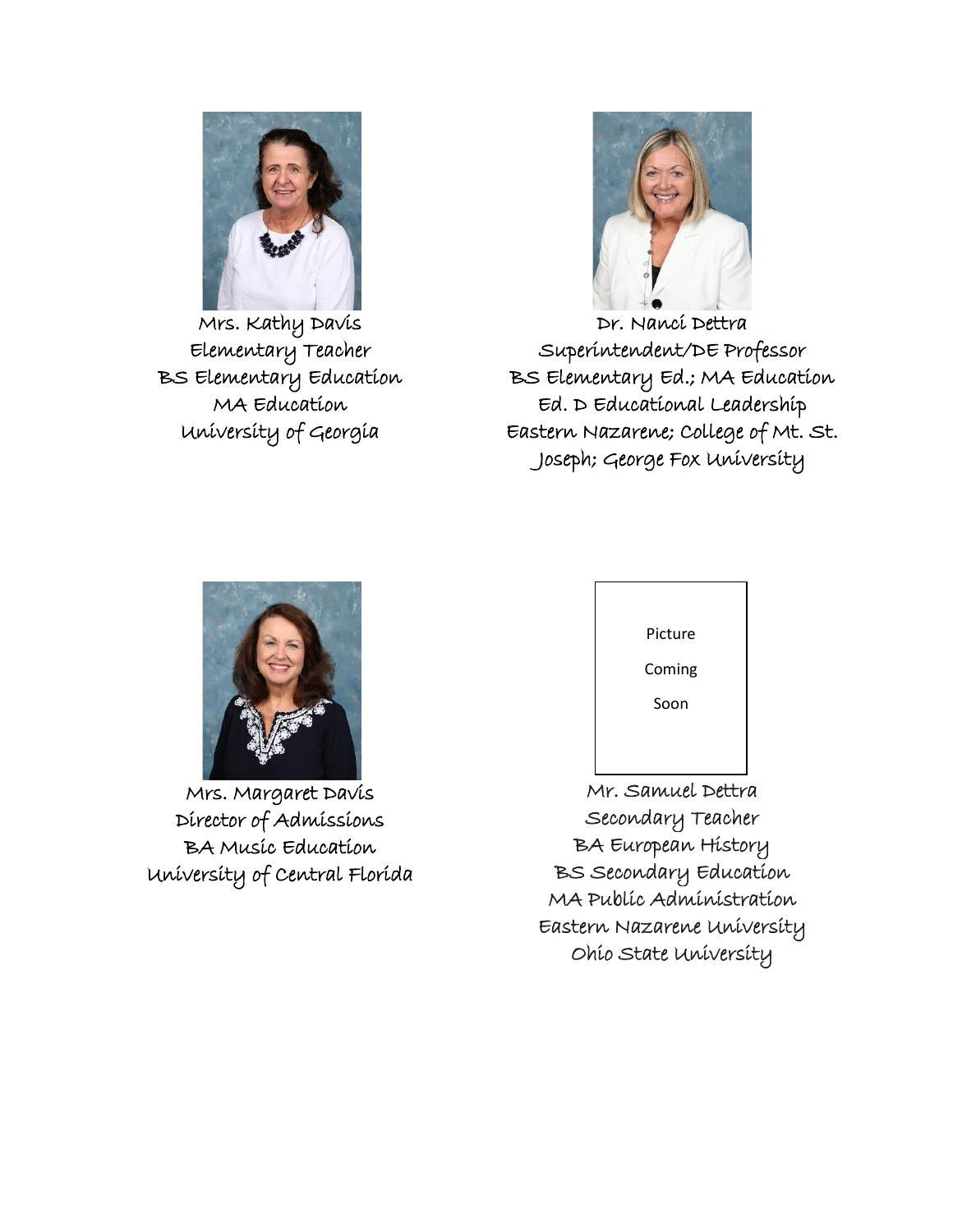Mrs. Kathy Davis
Elementary Teacher
BS Elementary Education
MA Education
University of Georgia

Dr. Nanci Dettra
Superintendent/DE Professor
BS Elementary Ed.; MA Education
Ed. D Educational Leadership
Eastern Nazarene; College of Mt. St. Joseph; George Fox University

Mrs. Margaret Davis
Director of Admissions
BA Music Education
University of Central Florida

Picture

Coming

Soon

Mr. Samuel Dettra
Secondary Teacher
BA European History
BS Secondary Education
MA Public Administration
Eastern Nazarene University
Ohio State University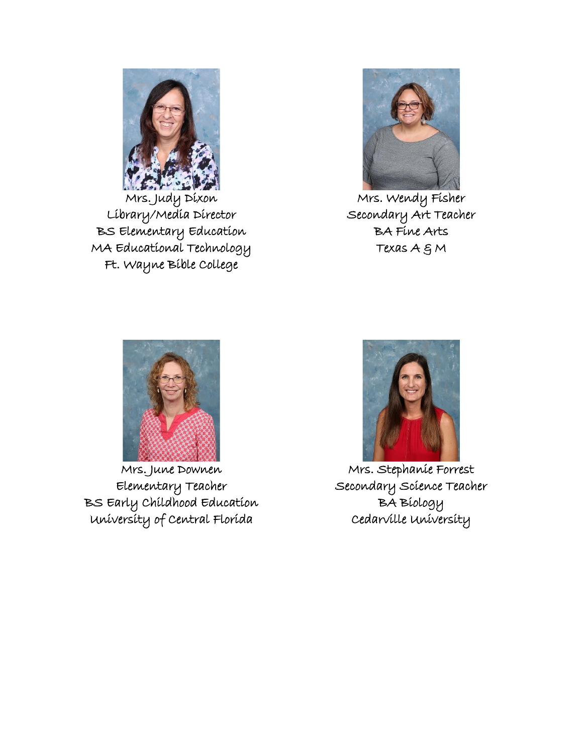Mrs. Judy Dixon
Library/Media Director
BS Elementary Education
MA Educational Technology
Ft. Wayne Bible College

Mrs. Wendy Fisher
Secondary Art Teacher
BA Fine Arts
Texas A & M

Mrs. June Downen
Elementary Teacher
BS Early Childhood Education
University of Central Florida

Mrs. Stephanie Forrest
Secondary Science Teacher
BA Biology
Cedarville University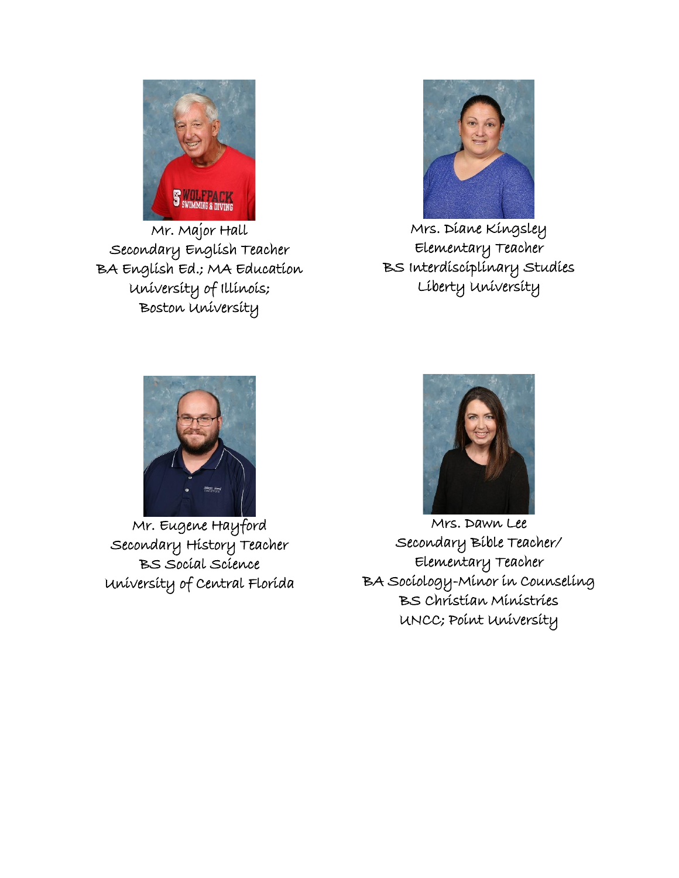Mr. Major Hall
Secondary English Teacher
BA English Ed.; MA Education
University of Illinois;
Boston University

Mrs. Diane Kingsley
Elementary Teacher
BS Interdisciplinary Studies
Liberty University

Mr. Eugene Hayford
Secondary History Teacher
BS Social Science
University of Central Florida

Mrs. Dawn Lee
Secondary Bible Teacher/
Elementary Teacher
BA Sociology-Minor in Counseling
BS Christian Ministries
UNCC; Point University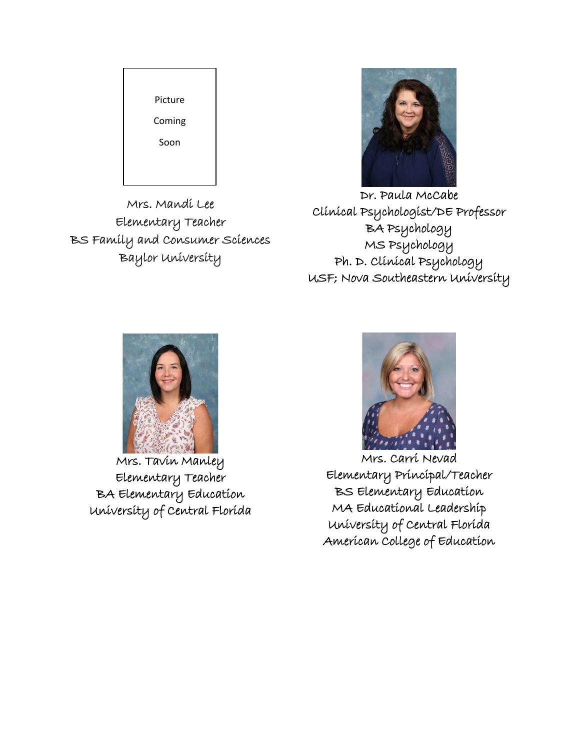Picture

Coming

Soon

Mrs. Mandi Lee
Elementary Teacher
BS Family and Consumer Sciences
Baylor University

Dr. Paula McCabe
Clinical Psychologist/DE Professor
BA Psychology
MS Psychology
Ph. D. Clinical Psychology
USF; Nova Southeastern University

Mrs. Tavin Manley
Elementary Teacher
BA Elementary Education
University of Central Florida

Mrs. Carri Nevad
Elementary Principal/Teacher
BS Elementary Education
MA Educational Leadership
University of Central Florida
American College of Education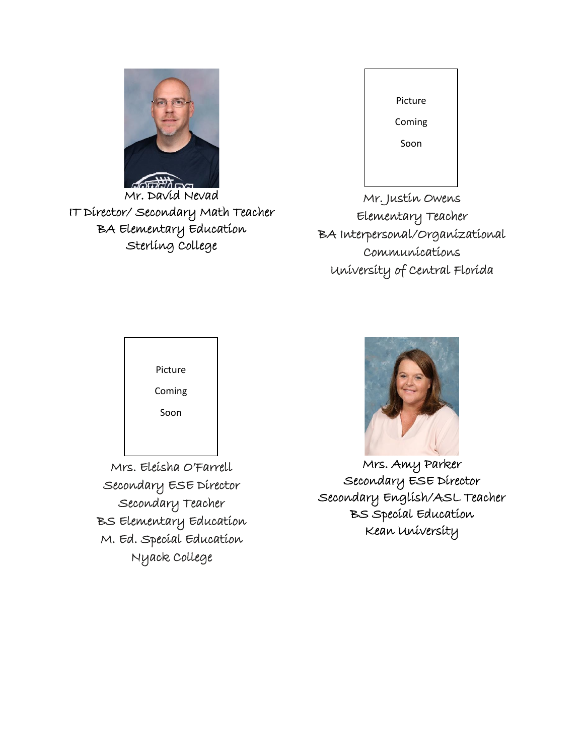Mr. David Nevad
IT Director/ Secondary Math Teacher
BA Elementary Education
Sterling College

Picture
Coming
Soon

Mr. Justin Owens
Elementary Teacher
BA Interpersonal/Organizational Communications
University of Central Florida

Picture
Coming
Soon

Mrs. Eleisha O'Farrell
Secondary ESE Director
Secondary Teacher
BS Elementary Education
M. Ed. Special Education
Nyack College

Mrs. Amy Parker
Secondary ESE Director
Secondary English/ASL Teacher
BS Special Education
Kean University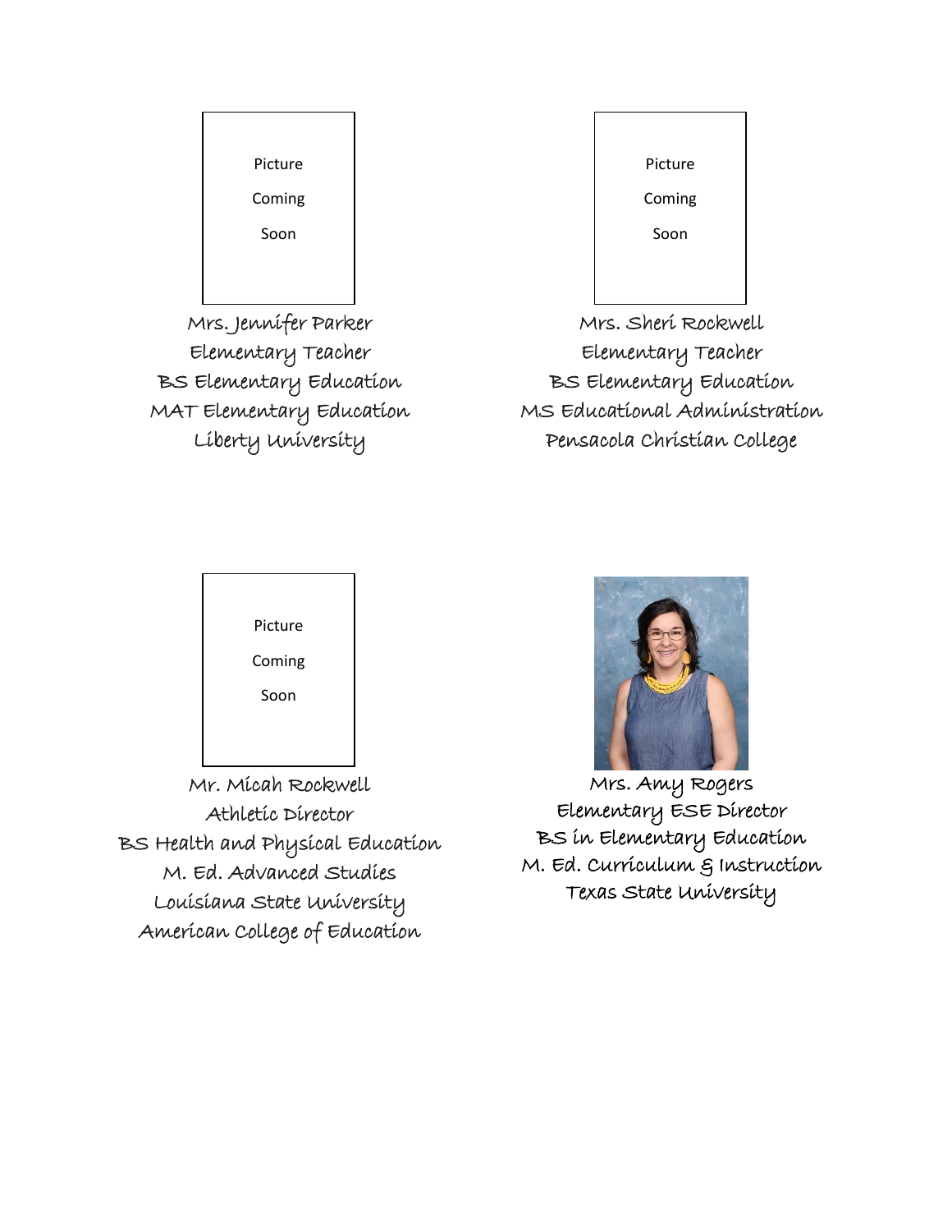Picture Coming Soon

Mrs. Jennifer Parker
Elementary Teacher
BS Elementary Education
MAT Elementary Education
Liberty University

Picture Coming Soon

Mrs. Sheri Rockwell
Elementary Teacher
BS Elementary Education
MS Educational Administration
Pensacola Christian College

Picture Coming Soon

Mr. Micah Rockwell
Athletic Director
BS Health and Physical Education
M. Ed. Advanced Studies
Louisiana State University
American College of Education

Mrs. Amy Rogers
Elementary ESE Director
BS in Elementary Education
M. Ed. Curriculum & Instruction
Texas State University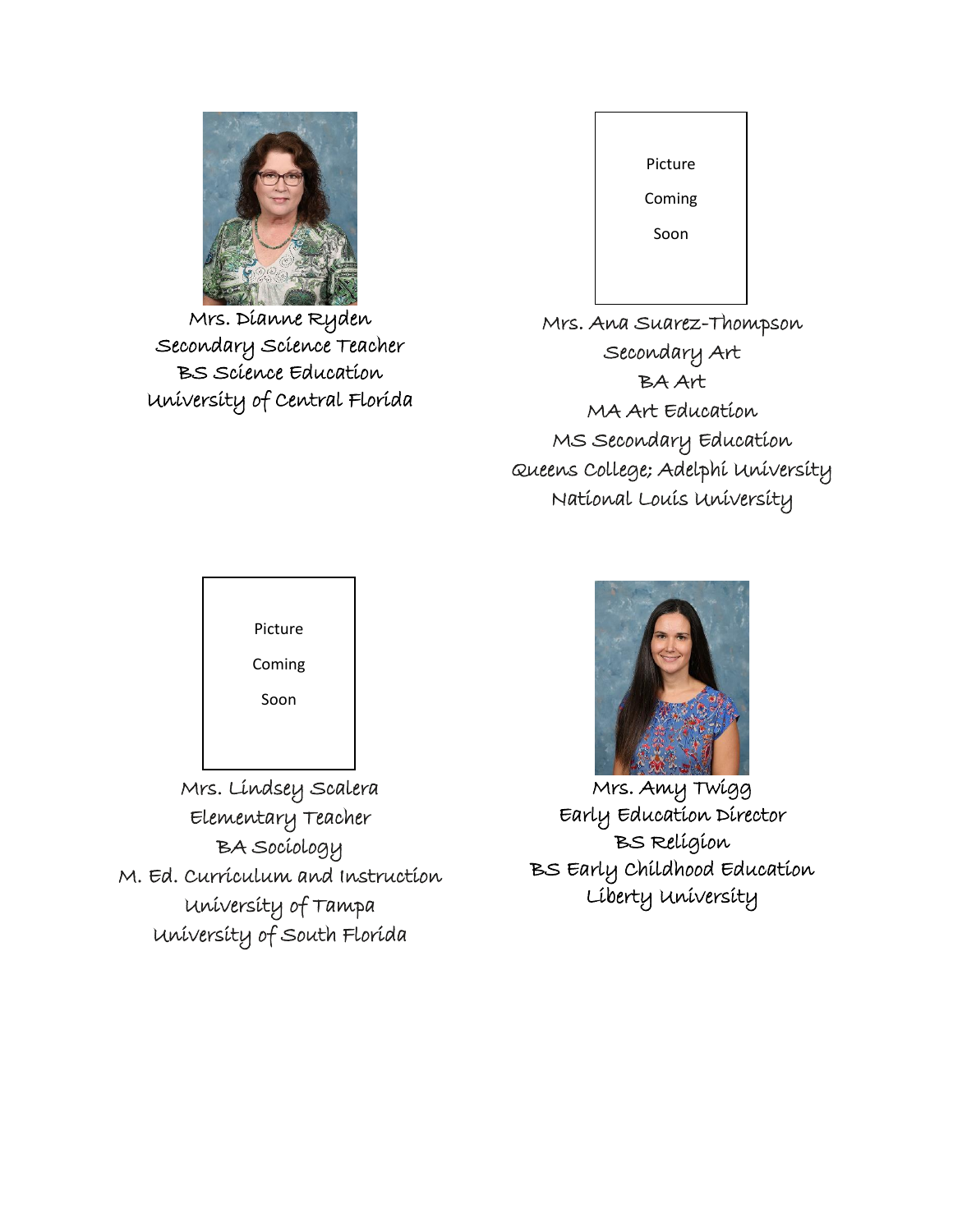Mrs. Dianne Ryden
Secondary Science Teacher
BS Science Education
University of Central Florida

Picture

Coming

Soon

Mrs. Ana Suarez-Thompson
Secondary Art
BA Art
MA Art Education
MS Secondary Education
Queens College; Adelphi University
National Louis University

Picture

Coming

Soon

Mrs. Lindsey Scalera
Elementary Teacher
BA Sociology
M. Ed. Curriculum and Instruction
University of Tampa
University of South Florida

Mrs. Amy Twigg
Early Education Director
BS Religion
BS Early Childhood Education
Liberty University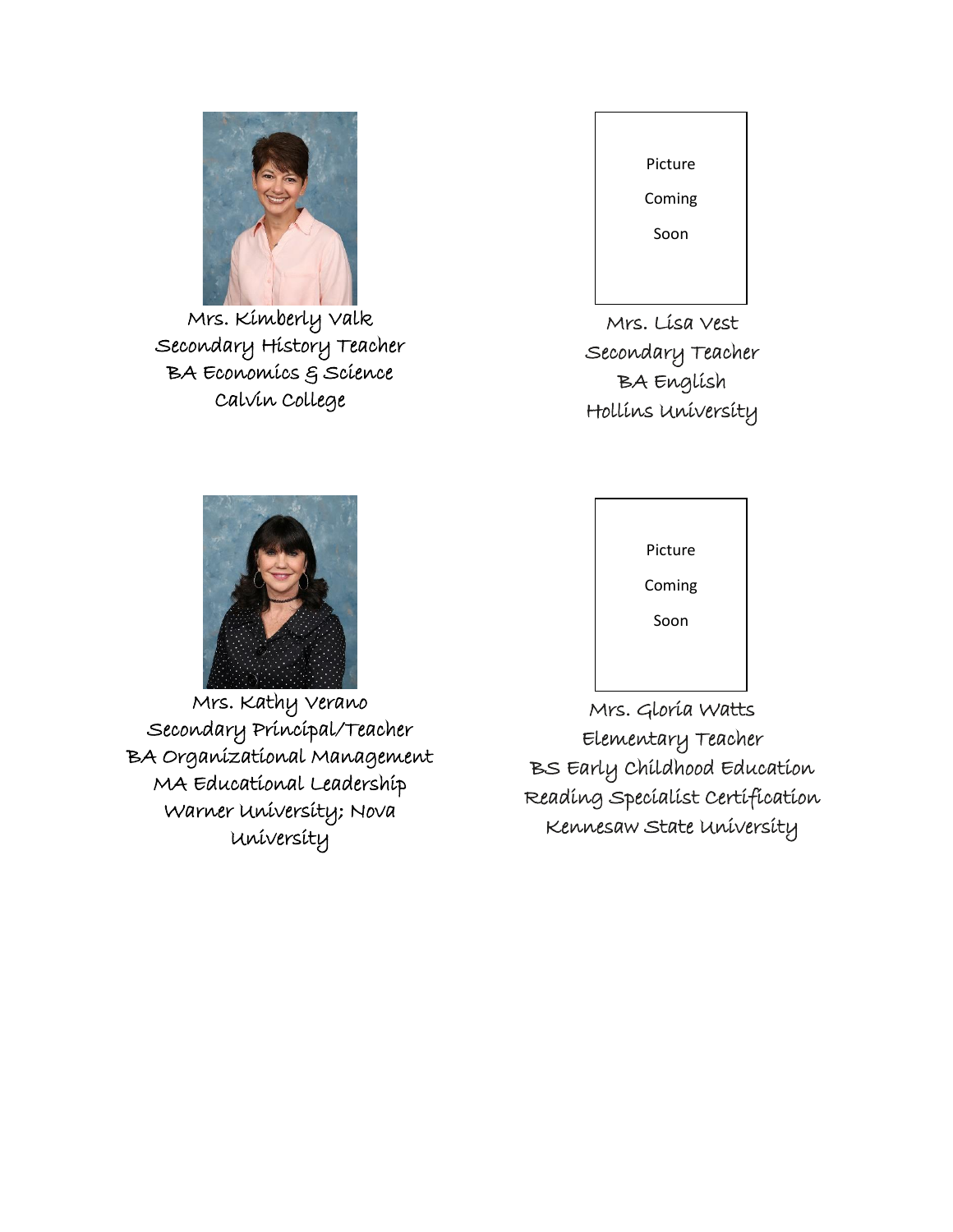Mrs. Kimberly Valk
Secondary History Teacher
BA Economics & Science
Calvin College

Picture

Coming

Soon

Mrs. Lisa Vest
Secondary Teacher
BA English
Hollins University

Mrs. Kathy Verano
Secondary Principal/Teacher
BA Organizational Management
MA Educational Leadership
Warner University; Nova University

Picture

Coming

Soon

Mrs. Gloria Watts
Elementary Teacher
BS Early Childhood Education
Reading Specialist Certification
Kennesaw State University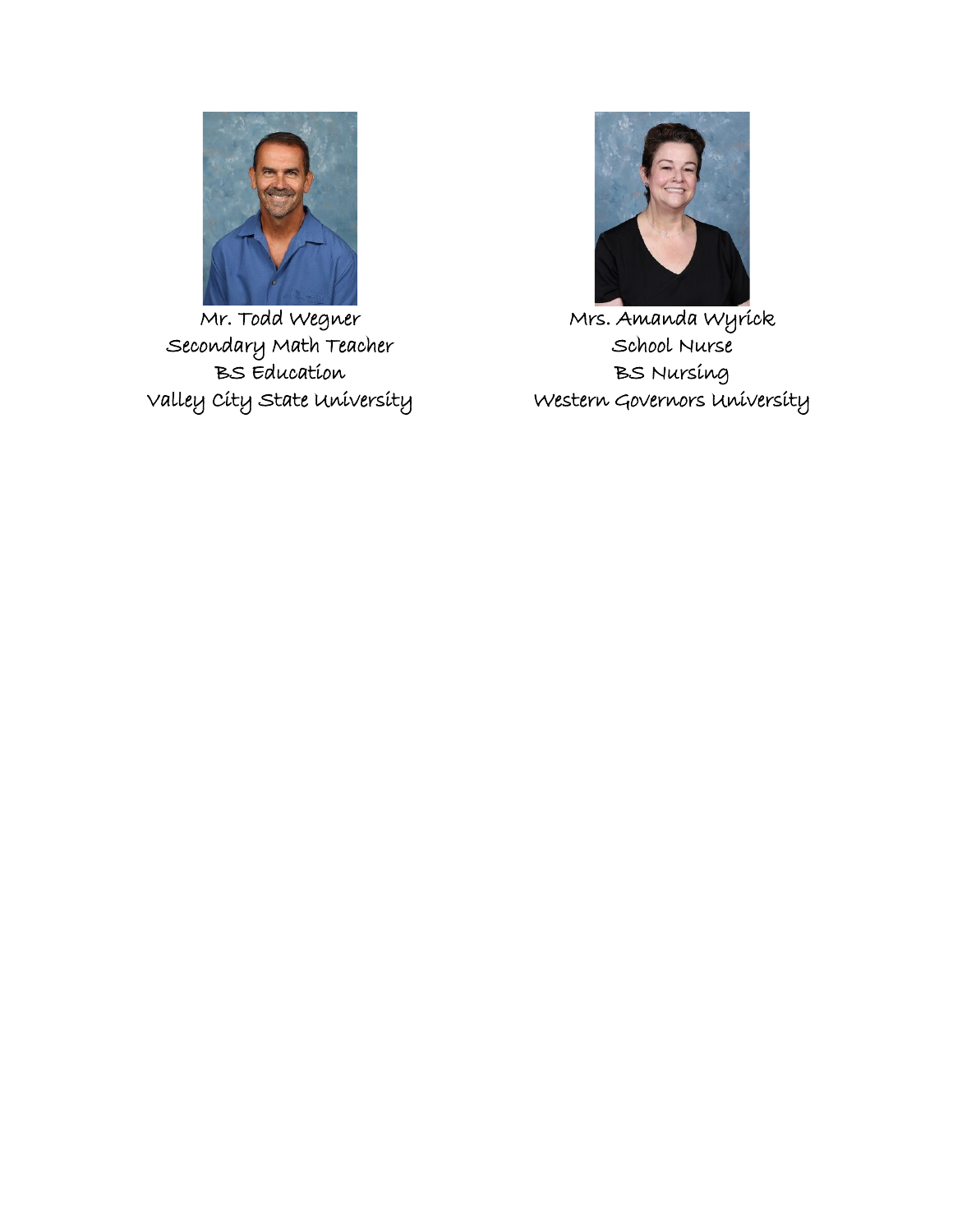Mr. Todd Wegner
Secondary Math Teacher
BS Education
Valley City State University

Mrs. Amanda Wyrick
School Nurse
BS Nursing
Western Governors University